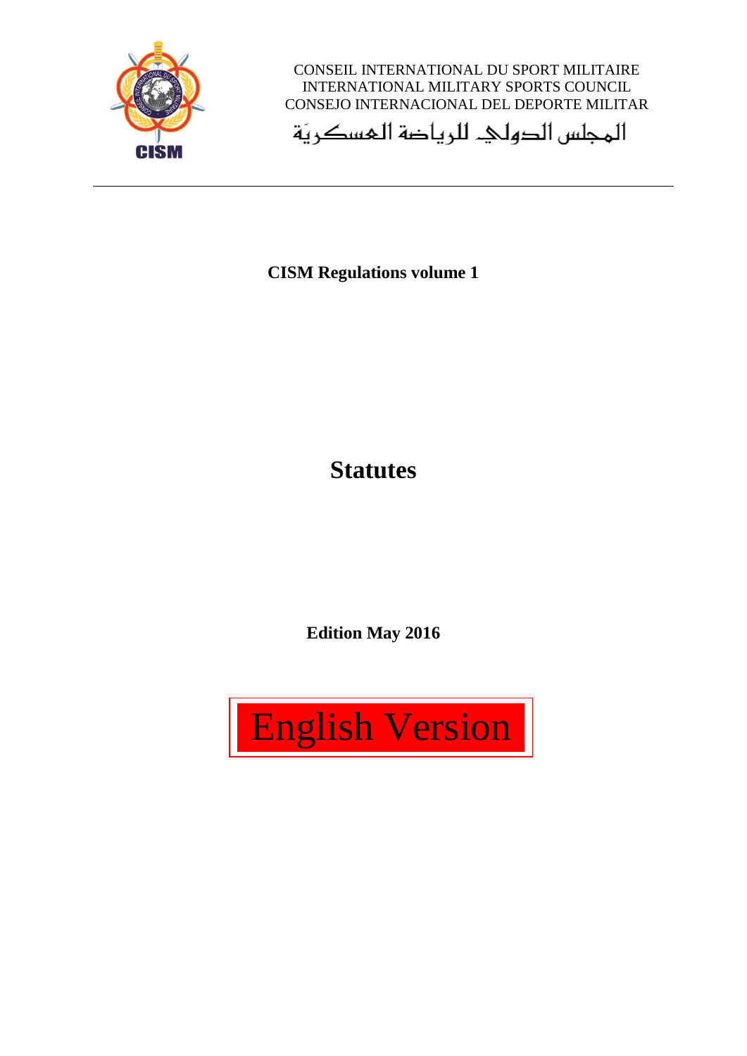CONSEIL INTERNATIONAL DU SPORT MILITAIRE
INTERNATIONAL MILITARY SPORTS COUNCIL
CONSEJO INTERNACIONAL DEL DEPORTE MILITAR
المجلس الدولي للرياضة العسكرية

---

**CISM Regulations volume 1**

# Statutes

**Edition May 2016**

English Version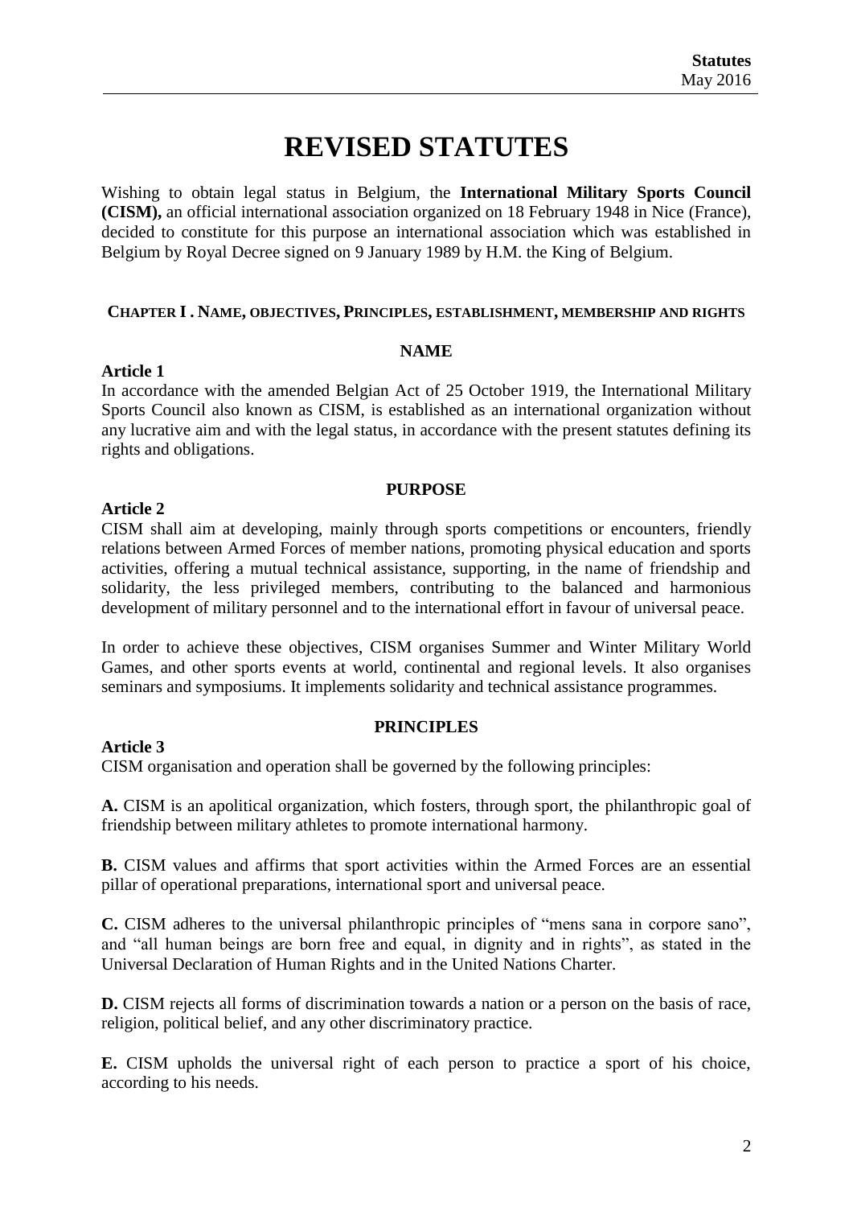# REVISED STATUTES

Wishing to obtain legal status in Belgium, the **International Military Sports Council (CISM),** an official international association organized on 18 February 1948 in Nice (France), decided to constitute for this purpose an international association which was established in Belgium by Royal Decree signed on 9 January 1989 by H.M. the King of Belgium.

## CHAPTER I . NAME, OBJECTIVES, PRINCIPLES, ESTABLISHMENT, MEMBERSHIP AND RIGHTS

### NAME

**Article 1**

In accordance with the amended Belgian Act of 25 October 1919, the International Military Sports Council also known as CISM, is established as an international organization without any lucrative aim and with the legal status, in accordance with the present statutes defining its rights and obligations.

### PURPOSE

**Article 2**

CISM shall aim at developing, mainly through sports competitions or encounters, friendly relations between Armed Forces of member nations, promoting physical education and sports activities, offering a mutual technical assistance, supporting, in the name of friendship and solidarity, the less privileged members, contributing to the balanced and harmonious development of military personnel and to the international effort in favour of universal peace.

In order to achieve these objectives, CISM organises Summer and Winter Military World Games, and other sports events at world, continental and regional levels. It also organises seminars and symposiums. It implements solidarity and technical assistance programmes.

### PRINCIPLES

**Article 3**

CISM organisation and operation shall be governed by the following principles:

**A.** CISM is an apolitical organization, which fosters, through sport, the philanthropic goal of friendship between military athletes to promote international harmony.

**B.** CISM values and affirms that sport activities within the Armed Forces are an essential pillar of operational preparations, international sport and universal peace.

**C.** CISM adheres to the universal philanthropic principles of "mens sana in corpore sano", and "all human beings are born free and equal, in dignity and in rights", as stated in the Universal Declaration of Human Rights and in the United Nations Charter.

**D.** CISM rejects all forms of discrimination towards a nation or a person on the basis of race, religion, political belief, and any other discriminatory practice.

**E.** CISM upholds the universal right of each person to practice a sport of his choice, according to his needs.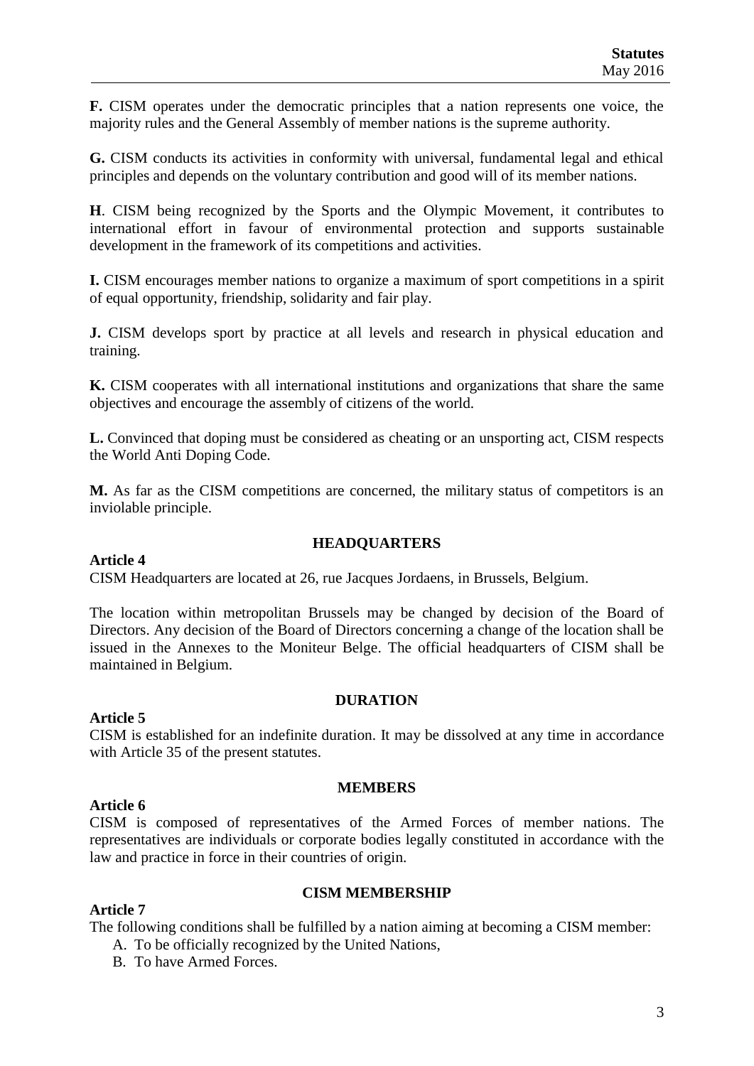**F.** CISM operates under the democratic principles that a nation represents one voice, the majority rules and the General Assembly of member nations is the supreme authority.

**G.** CISM conducts its activities in conformity with universal, fundamental legal and ethical principles and depends on the voluntary contribution and good will of its member nations.

**H**. CISM being recognized by the Sports and the Olympic Movement, it contributes to international effort in favour of environmental protection and supports sustainable development in the framework of its competitions and activities.

**I.** CISM encourages member nations to organize a maximum of sport competitions in a spirit of equal opportunity, friendship, solidarity and fair play.

**J.** CISM develops sport by practice at all levels and research in physical education and training.

**K.** CISM cooperates with all international institutions and organizations that share the same objectives and encourage the assembly of citizens of the world.

**L.** Convinced that doping must be considered as cheating or an unsporting act, CISM respects the World Anti Doping Code.

**M.** As far as the CISM competitions are concerned, the military status of competitors is an inviolable principle.

## HEADQUARTERS

**Article 4**

CISM Headquarters are located at 26, rue Jacques Jordaens, in Brussels, Belgium.

The location within metropolitan Brussels may be changed by decision of the Board of Directors. Any decision of the Board of Directors concerning a change of the location shall be issued in the Annexes to the Moniteur Belge. The official headquarters of CISM shall be maintained in Belgium.

## DURATION

**Article 5**

CISM is established for an indefinite duration. It may be dissolved at any time in accordance with Article 35 of the present statutes.

## MEMBERS

**Article 6**

CISM is composed of representatives of the Armed Forces of member nations. The representatives are individuals or corporate bodies legally constituted in accordance with the law and practice in force in their countries of origin.

## CISM MEMBERSHIP

**Article 7**

The following conditions shall be fulfilled by a nation aiming at becoming a CISM member:

A. To be officially recognized by the United Nations,
B. To have Armed Forces.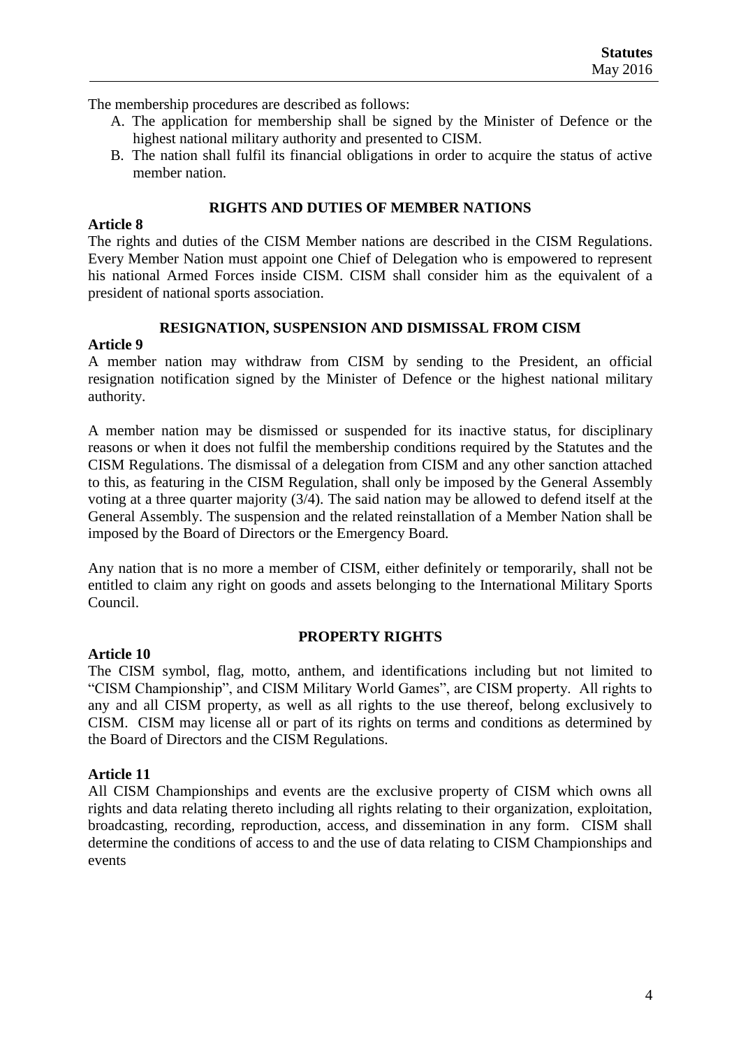The membership procedures are described as follows:

A. The application for membership shall be signed by the Minister of Defence or the highest national military authority and presented to CISM.
B. The nation shall fulfil its financial obligations in order to acquire the status of active member nation.

## RIGHTS AND DUTIES OF MEMBER NATIONS

### Article 8

The rights and duties of the CISM Member nations are described in the CISM Regulations. Every Member Nation must appoint one Chief of Delegation who is empowered to represent his national Armed Forces inside CISM. CISM shall consider him as the equivalent of a president of national sports association.

## RESIGNATION, SUSPENSION AND DISMISSAL FROM CISM

### Article 9

A member nation may withdraw from CISM by sending to the President, an official resignation notification signed by the Minister of Defence or the highest national military authority.

A member nation may be dismissed or suspended for its inactive status, for disciplinary reasons or when it does not fulfil the membership conditions required by the Statutes and the CISM Regulations. The dismissal of a delegation from CISM and any other sanction attached to this, as featuring in the CISM Regulation, shall only be imposed by the General Assembly voting at a three quarter majority (3/4). The said nation may be allowed to defend itself at the General Assembly. The suspension and the related reinstallation of a Member Nation shall be imposed by the Board of Directors or the Emergency Board.

Any nation that is no more a member of CISM, either definitely or temporarily, shall not be entitled to claim any right on goods and assets belonging to the International Military Sports Council.

## PROPERTY RIGHTS

### Article 10

The CISM symbol, flag, motto, anthem, and identifications including but not limited to "CISM Championship", and CISM Military World Games", are CISM property. All rights to any and all CISM property, as well as all rights to the use thereof, belong exclusively to CISM. CISM may license all or part of its rights on terms and conditions as determined by the Board of Directors and the CISM Regulations.

### Article 11

All CISM Championships and events are the exclusive property of CISM which owns all rights and data relating thereto including all rights relating to their organization, exploitation, broadcasting, recording, reproduction, access, and dissemination in any form. CISM shall determine the conditions of access to and the use of data relating to CISM Championships and events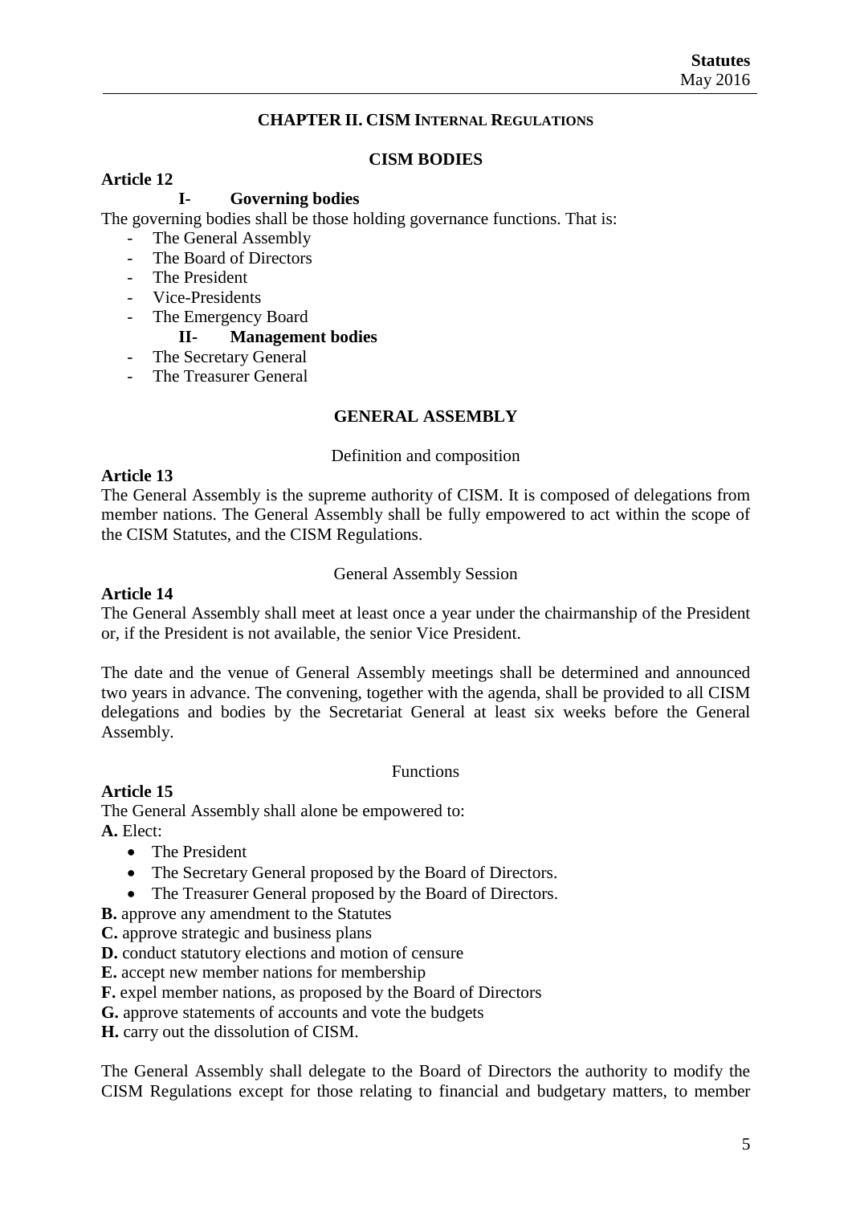## CHAPTER II. CISM INTERNAL REGULATIONS

### CISM BODIES

**Article 12**

**I- Governing bodies**

The governing bodies shall be those holding governance functions. That is:

- The General Assembly
- The Board of Directors
- The President
- Vice-Presidents
- The Emergency Board

**II- Management bodies**

- The Secretary General
- The Treasurer General

### GENERAL ASSEMBLY

Definition and composition

**Article 13**

The General Assembly is the supreme authority of CISM. It is composed of delegations from member nations. The General Assembly shall be fully empowered to act within the scope of the CISM Statutes, and the CISM Regulations.

General Assembly Session

**Article 14**

The General Assembly shall meet at least once a year under the chairmanship of the President or, if the President is not available, the senior Vice President.

The date and the venue of General Assembly meetings shall be determined and announced two years in advance. The convening, together with the agenda, shall be provided to all CISM delegations and bodies by the Secretariat General at least six weeks before the General Assembly.

Functions

**Article 15**

The General Assembly shall alone be empowered to:

**A.** Elect:

- The President
- The Secretary General proposed by the Board of Directors.
- The Treasurer General proposed by the Board of Directors.

**B.** approve any amendment to the Statutes

**C.** approve strategic and business plans

**D.** conduct statutory elections and motion of censure

**E.** accept new member nations for membership

**F.** expel member nations, as proposed by the Board of Directors

**G.** approve statements of accounts and vote the budgets

**H.** carry out the dissolution of CISM.

The General Assembly shall delegate to the Board of Directors the authority to modify the CISM Regulations except for those relating to financial and budgetary matters, to member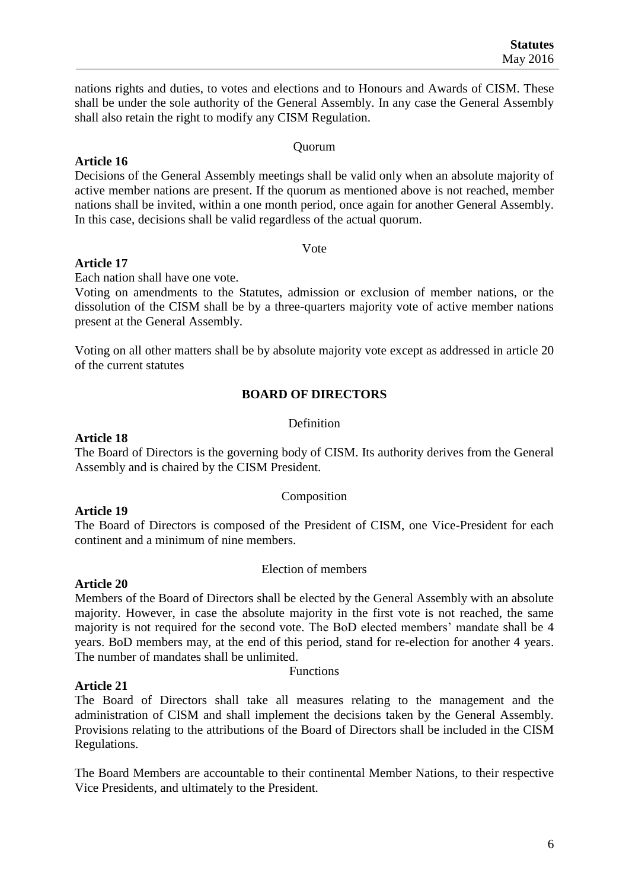nations rights and duties, to votes and elections and to Honours and Awards of CISM. These shall be under the sole authority of the General Assembly. In any case the General Assembly shall also retain the right to modify any CISM Regulation.

Quorum

**Article 16**

Decisions of the General Assembly meetings shall be valid only when an absolute majority of active member nations are present. If the quorum as mentioned above is not reached, member nations shall be invited, within a one month period, once again for another General Assembly. In this case, decisions shall be valid regardless of the actual quorum.

Vote

**Article 17**

Each nation shall have one vote.

Voting on amendments to the Statutes, admission or exclusion of member nations, or the dissolution of the CISM shall be by a three-quarters majority vote of active member nations present at the General Assembly.

Voting on all other matters shall be by absolute majority vote except as addressed in article 20 of the current statutes

## BOARD OF DIRECTORS

Definition

**Article 18**

The Board of Directors is the governing body of CISM. Its authority derives from the General Assembly and is chaired by the CISM President.

Composition

**Article 19**

The Board of Directors is composed of the President of CISM, one Vice-President for each continent and a minimum of nine members.

Election of members

**Article 20**

Members of the Board of Directors shall be elected by the General Assembly with an absolute majority. However, in case the absolute majority in the first vote is not reached, the same majority is not required for the second vote. The BoD elected members' mandate shall be 4 years. BoD members may, at the end of this period, stand for re-election for another 4 years. The number of mandates shall be unlimited.

Functions

**Article 21**

The Board of Directors shall take all measures relating to the management and the administration of CISM and shall implement the decisions taken by the General Assembly. Provisions relating to the attributions of the Board of Directors shall be included in the CISM Regulations.

The Board Members are accountable to their continental Member Nations, to their respective Vice Presidents, and ultimately to the President.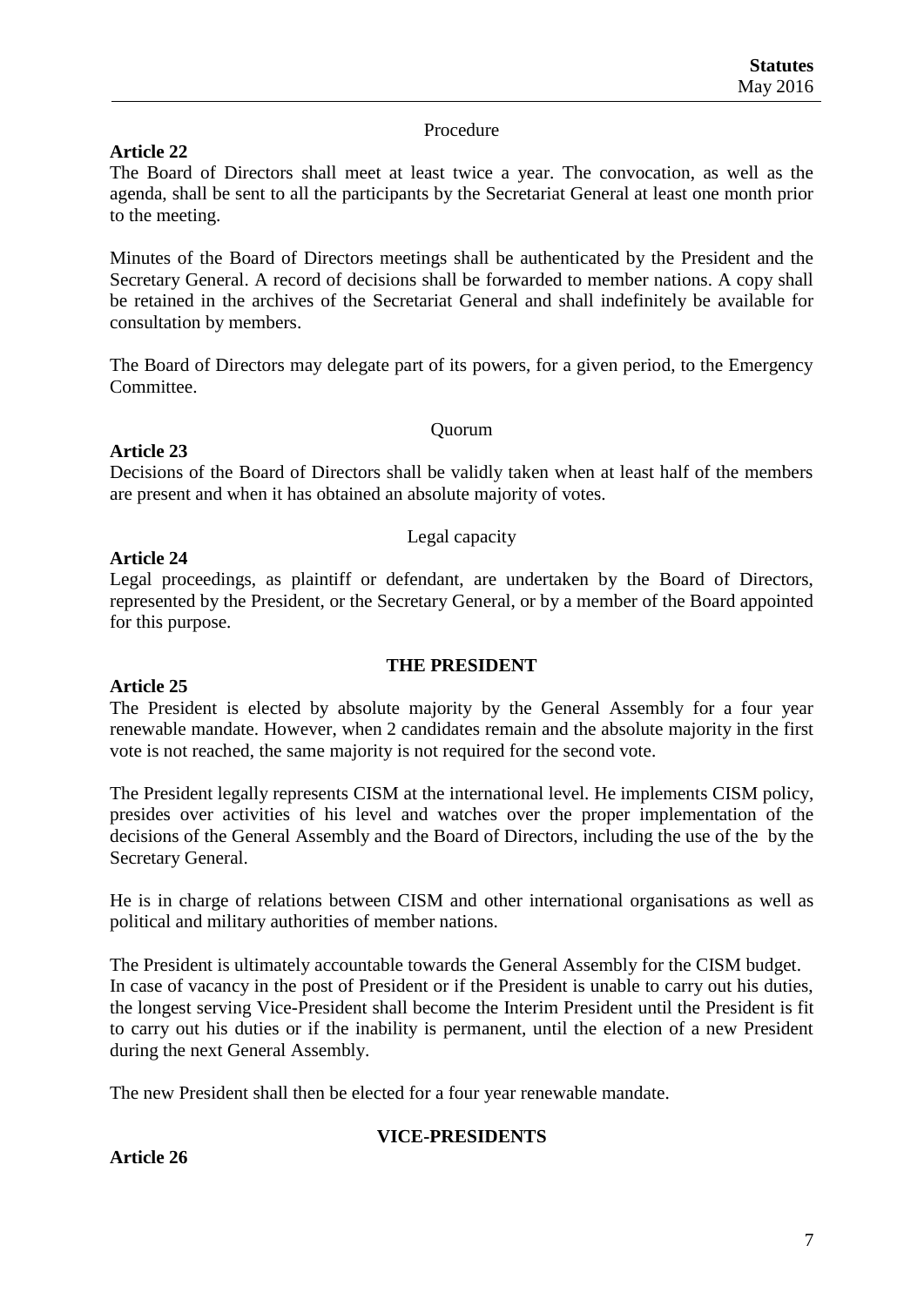Procedure

**Article 22**

The Board of Directors shall meet at least twice a year. The convocation, as well as the agenda, shall be sent to all the participants by the Secretariat General at least one month prior to the meeting.

Minutes of the Board of Directors meetings shall be authenticated by the President and the Secretary General. A record of decisions shall be forwarded to member nations. A copy shall be retained in the archives of the Secretariat General and shall indefinitely be available for consultation by members.

The Board of Directors may delegate part of its powers, for a given period, to the Emergency Committee.

Quorum

**Article 23**

Decisions of the Board of Directors shall be validly taken when at least half of the members are present and when it has obtained an absolute majority of votes.

Legal capacity

**Article 24**

Legal proceedings, as plaintiff or defendant, are undertaken by the Board of Directors, represented by the President, or the Secretary General, or by a member of the Board appointed for this purpose.

## THE PRESIDENT

**Article 25**

The President is elected by absolute majority by the General Assembly for a four year renewable mandate. However, when 2 candidates remain and the absolute majority in the first vote is not reached, the same majority is not required for the second vote.

The President legally represents CISM at the international level. He implements CISM policy, presides over activities of his level and watches over the proper implementation of the decisions of the General Assembly and the Board of Directors, including the use of the by the Secretary General.

He is in charge of relations between CISM and other international organisations as well as political and military authorities of member nations.

The President is ultimately accountable towards the General Assembly for the CISM budget.
In case of vacancy in the post of President or if the President is unable to carry out his duties, the longest serving Vice-President shall become the Interim President until the President is fit to carry out his duties or if the inability is permanent, until the election of a new President during the next General Assembly.

The new President shall then be elected for a four year renewable mandate.

## VICE-PRESIDENTS

**Article 26**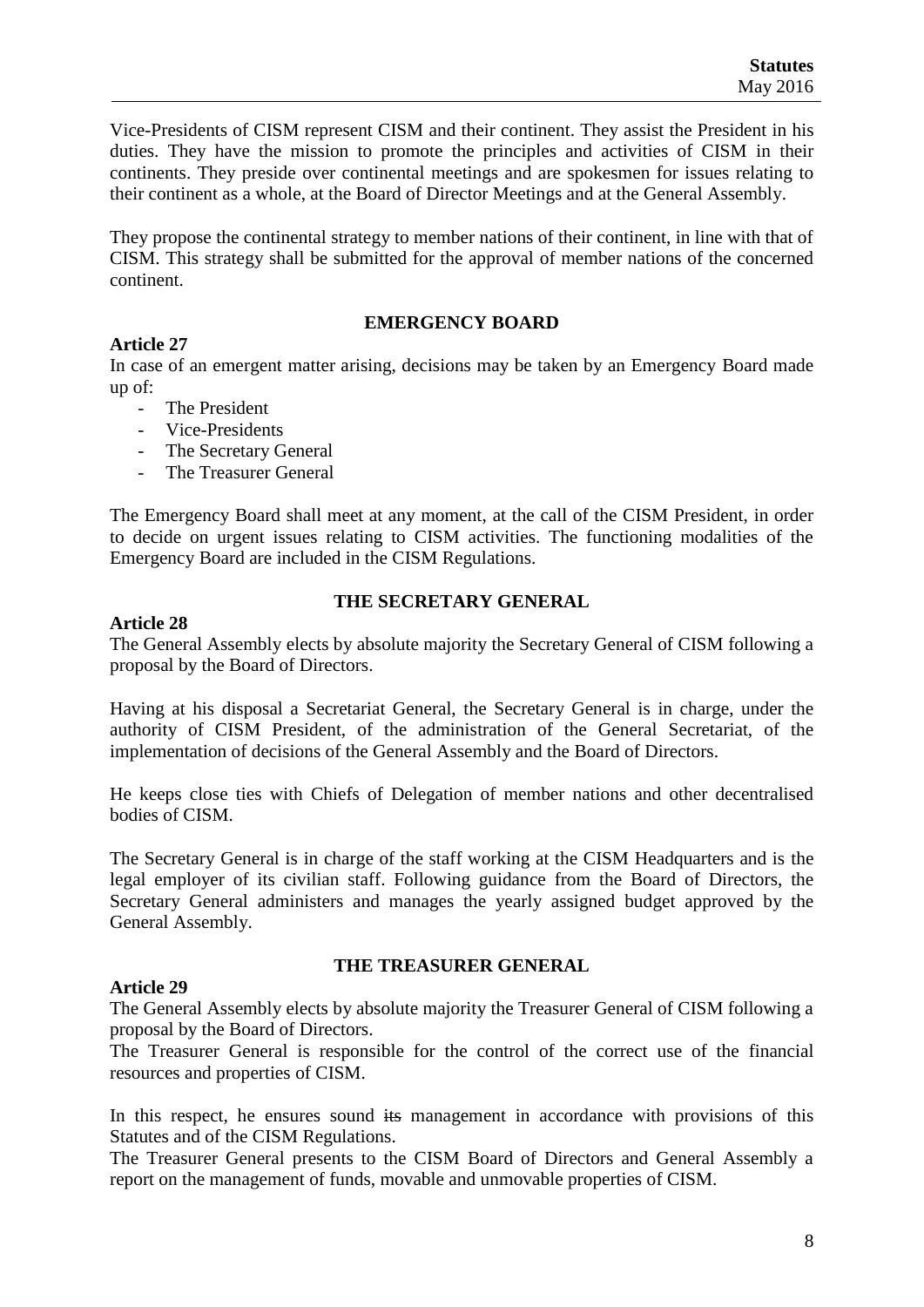Vice-Presidents of CISM represent CISM and their continent. They assist the President in his duties. They have the mission to promote the principles and activities of CISM in their continents. They preside over continental meetings and are spokesmen for issues relating to their continent as a whole, at the Board of Director Meetings and at the General Assembly.

They propose the continental strategy to member nations of their continent, in line with that of CISM. This strategy shall be submitted for the approval of member nations of the concerned continent.

## EMERGENCY BOARD

**Article 27**

In case of an emergent matter arising, decisions may be taken by an Emergency Board made up of:

- The President
- Vice-Presidents
- The Secretary General
- The Treasurer General

The Emergency Board shall meet at any moment, at the call of the CISM President, in order to decide on urgent issues relating to CISM activities. The functioning modalities of the Emergency Board are included in the CISM Regulations.

## THE SECRETARY GENERAL

**Article 28**

The General Assembly elects by absolute majority the Secretary General of CISM following a proposal by the Board of Directors.

Having at his disposal a Secretariat General, the Secretary General is in charge, under the authority of CISM President, of the administration of the General Secretariat, of the implementation of decisions of the General Assembly and the Board of Directors.

He keeps close ties with Chiefs of Delegation of member nations and other decentralised bodies of CISM.

The Secretary General is in charge of the staff working at the CISM Headquarters and is the legal employer of its civilian staff. Following guidance from the Board of Directors, the Secretary General administers and manages the yearly assigned budget approved by the General Assembly.

## THE TREASURER GENERAL

**Article 29**

The General Assembly elects by absolute majority the Treasurer General of CISM following a proposal by the Board of Directors.

The Treasurer General is responsible for the control of the correct use of the financial resources and properties of CISM.

In this respect, he ensures sound ~~its~~ management in accordance with provisions of this Statutes and of the CISM Regulations.

The Treasurer General presents to the CISM Board of Directors and General Assembly a report on the management of funds, movable and unmovable properties of CISM.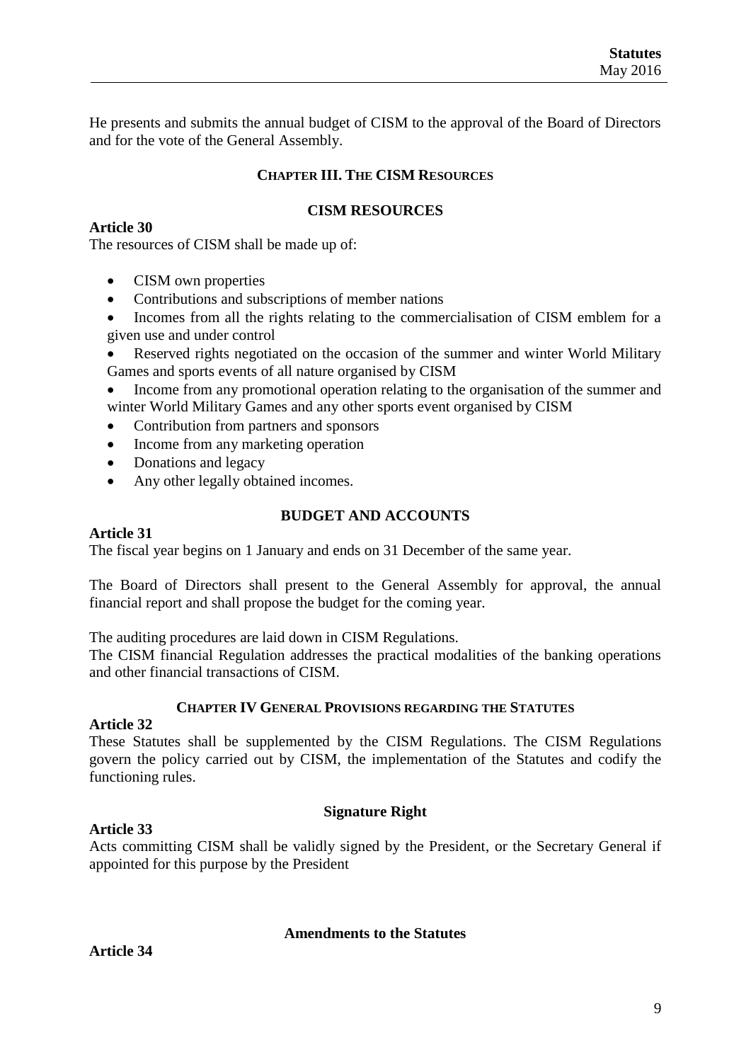He presents and submits the annual budget of CISM to the approval of the Board of Directors and for the vote of the General Assembly.

## CHAPTER III. THE CISM RESOURCES

### CISM RESOURCES

**Article 30**

The resources of CISM shall be made up of:

- CISM own properties
- Contributions and subscriptions of member nations
- Incomes from all the rights relating to the commercialisation of CISM emblem for a given use and under control
- Reserved rights negotiated on the occasion of the summer and winter World Military Games and sports events of all nature organised by CISM
- Income from any promotional operation relating to the organisation of the summer and winter World Military Games and any other sports event organised by CISM
- Contribution from partners and sponsors
- Income from any marketing operation
- Donations and legacy
- Any other legally obtained incomes.

### BUDGET AND ACCOUNTS

**Article 31**

The fiscal year begins on 1 January and ends on 31 December of the same year.

The Board of Directors shall present to the General Assembly for approval, the annual financial report and shall propose the budget for the coming year.

The auditing procedures are laid down in CISM Regulations.
The CISM financial Regulation addresses the practical modalities of the banking operations and other financial transactions of CISM.

## CHAPTER IV GENERAL PROVISIONS REGARDING THE STATUTES

**Article 32**

These Statutes shall be supplemented by the CISM Regulations. The CISM Regulations govern the policy carried out by CISM, the implementation of the Statutes and codify the functioning rules.

### Signature Right

**Article 33**

Acts committing CISM shall be validly signed by the President, or the Secretary General if appointed for this purpose by the President

### Amendments to the Statutes

**Article 34**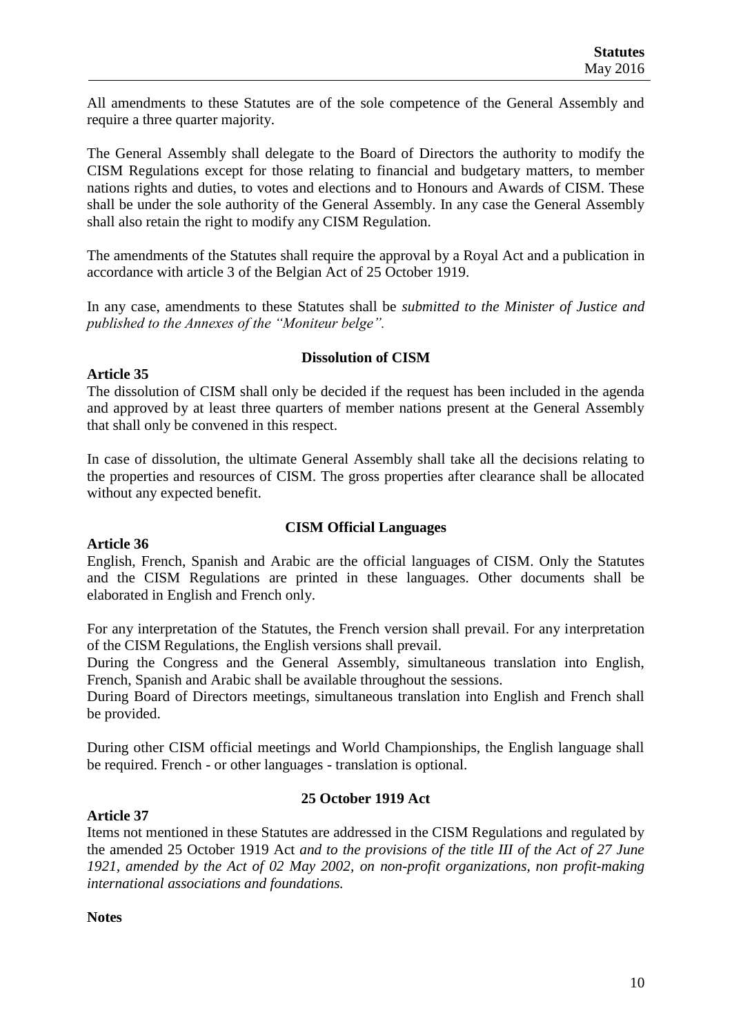All amendments to these Statutes are of the sole competence of the General Assembly and require a three quarter majority.

The General Assembly shall delegate to the Board of Directors the authority to modify the CISM Regulations except for those relating to financial and budgetary matters, to member nations rights and duties, to votes and elections and to Honours and Awards of CISM. These shall be under the sole authority of the General Assembly. In any case the General Assembly shall also retain the right to modify any CISM Regulation.

The amendments of the Statutes shall require the approval by a Royal Act and a publication in accordance with article 3 of the Belgian Act of 25 October 1919.

In any case, amendments to these Statutes shall be *submitted to the Minister of Justice and published to the Annexes of the "Moniteur belge".*

## Dissolution of CISM

**Article 35**

The dissolution of CISM shall only be decided if the request has been included in the agenda and approved by at least three quarters of member nations present at the General Assembly that shall only be convened in this respect.

In case of dissolution, the ultimate General Assembly shall take all the decisions relating to the properties and resources of CISM. The gross properties after clearance shall be allocated without any expected benefit.

## CISM Official Languages

**Article 36**

English, French, Spanish and Arabic are the official languages of CISM. Only the Statutes and the CISM Regulations are printed in these languages. Other documents shall be elaborated in English and French only.

For any interpretation of the Statutes, the French version shall prevail. For any interpretation of the CISM Regulations, the English versions shall prevail.

During the Congress and the General Assembly, simultaneous translation into English, French, Spanish and Arabic shall be available throughout the sessions.

During Board of Directors meetings, simultaneous translation into English and French shall be provided.

During other CISM official meetings and World Championships, the English language shall be required. French - or other languages - translation is optional.

## 25 October 1919 Act

**Article 37**

Items not mentioned in these Statutes are addressed in the CISM Regulations and regulated by the amended 25 October 1919 Act *and to the provisions of the title III of the Act of 27 June 1921, amended by the Act of 02 May 2002, on non-profit organizations, non profit-making international associations and foundations.*

**Notes**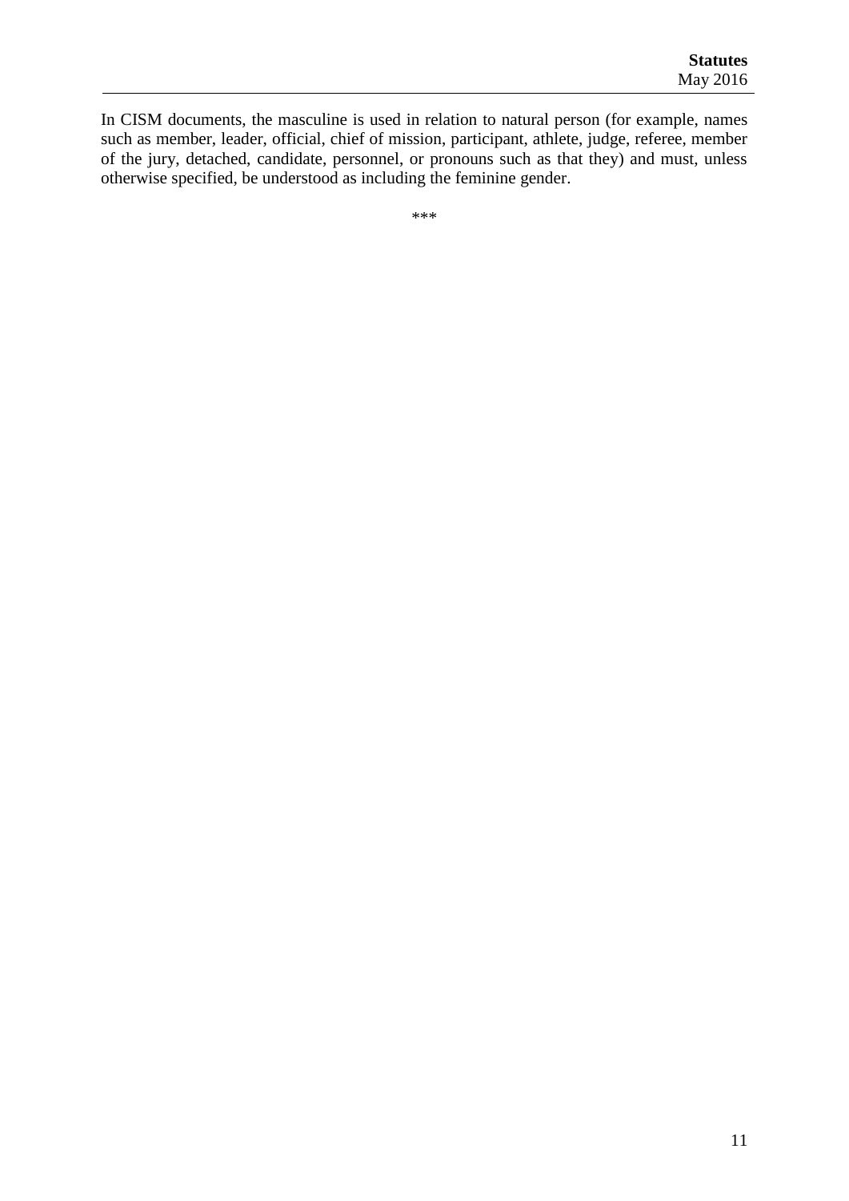In CISM documents, the masculine is used in relation to natural person (for example, names such as member, leader, official, chief of mission, participant, athlete, judge, referee, member of the jury, detached, candidate, personnel, or pronouns such as that they) and must, unless otherwise specified, be understood as including the feminine gender.

***